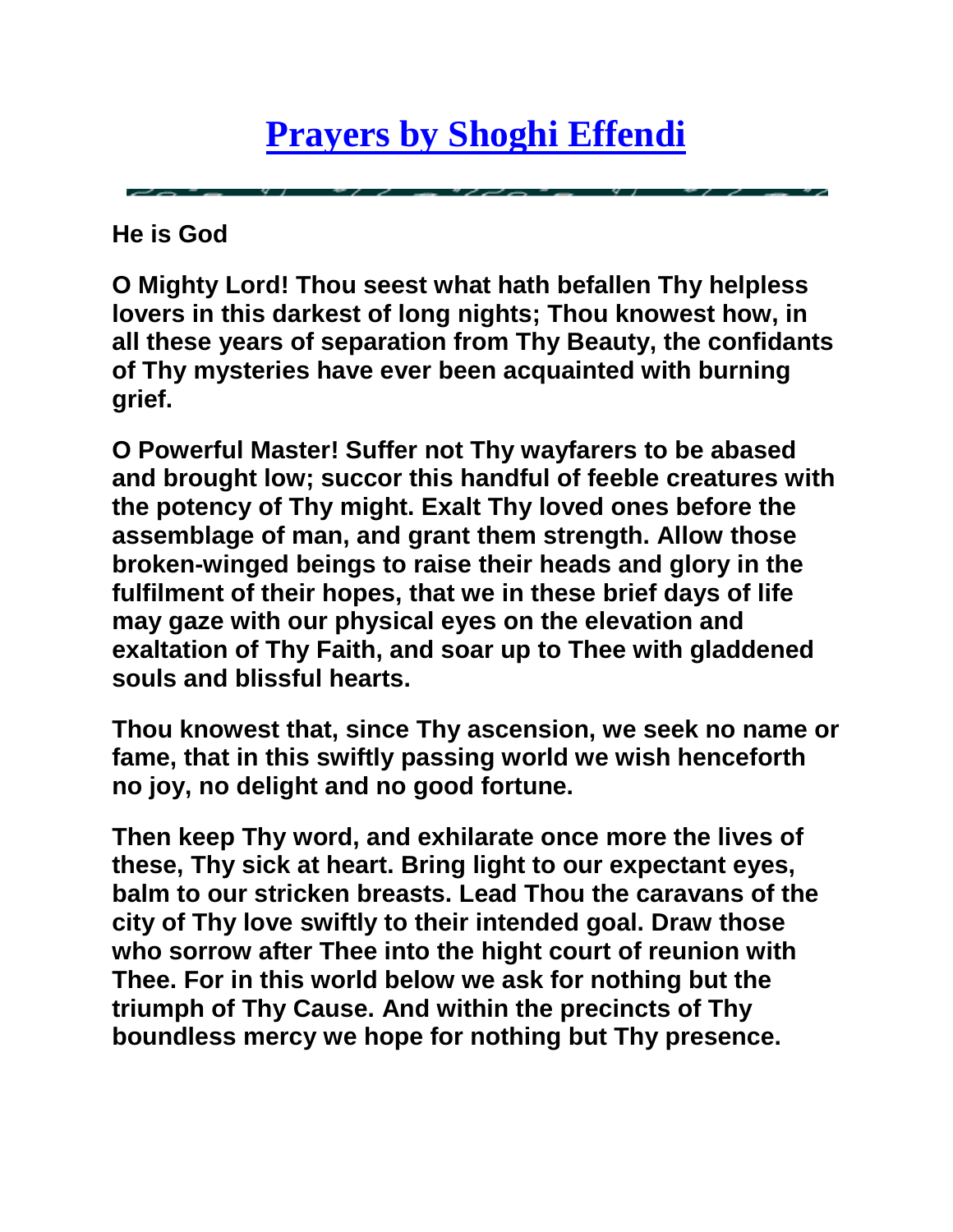# Prayers by Shoghi Effendi

---

**He is God**

**O Mighty Lord! Thou seest what hath befallen Thy helpless lovers in this darkest of long nights; Thou knowest how, in all these years of separation from Thy Beauty, the confidants of Thy mysteries have ever been acquainted with burning grief.**

**O Powerful Master! Suffer not Thy wayfarers to be abased and brought low; succor this handful of feeble creatures with the potency of Thy might. Exalt Thy loved ones before the assemblage of man, and grant them strength. Allow those broken-winged beings to raise their heads and glory in the fulfilment of their hopes, that we in these brief days of life may gaze with our physical eyes on the elevation and exaltation of Thy Faith, and soar up to Thee with gladdened souls and blissful hearts.**

**Thou knowest that, since Thy ascension, we seek no name or fame, that in this swiftly passing world we wish henceforth no joy, no delight and no good fortune.**

**Then keep Thy word, and exhilarate once more the lives of these, Thy sick at heart. Bring light to our expectant eyes, balm to our stricken breasts. Lead Thou the caravans of the city of Thy love swiftly to their intended goal. Draw those who sorrow after Thee into the hight court of reunion with Thee. For in this world below we ask for nothing but the triumph of Thy Cause. And within the precincts of Thy boundless mercy we hope for nothing but Thy presence.**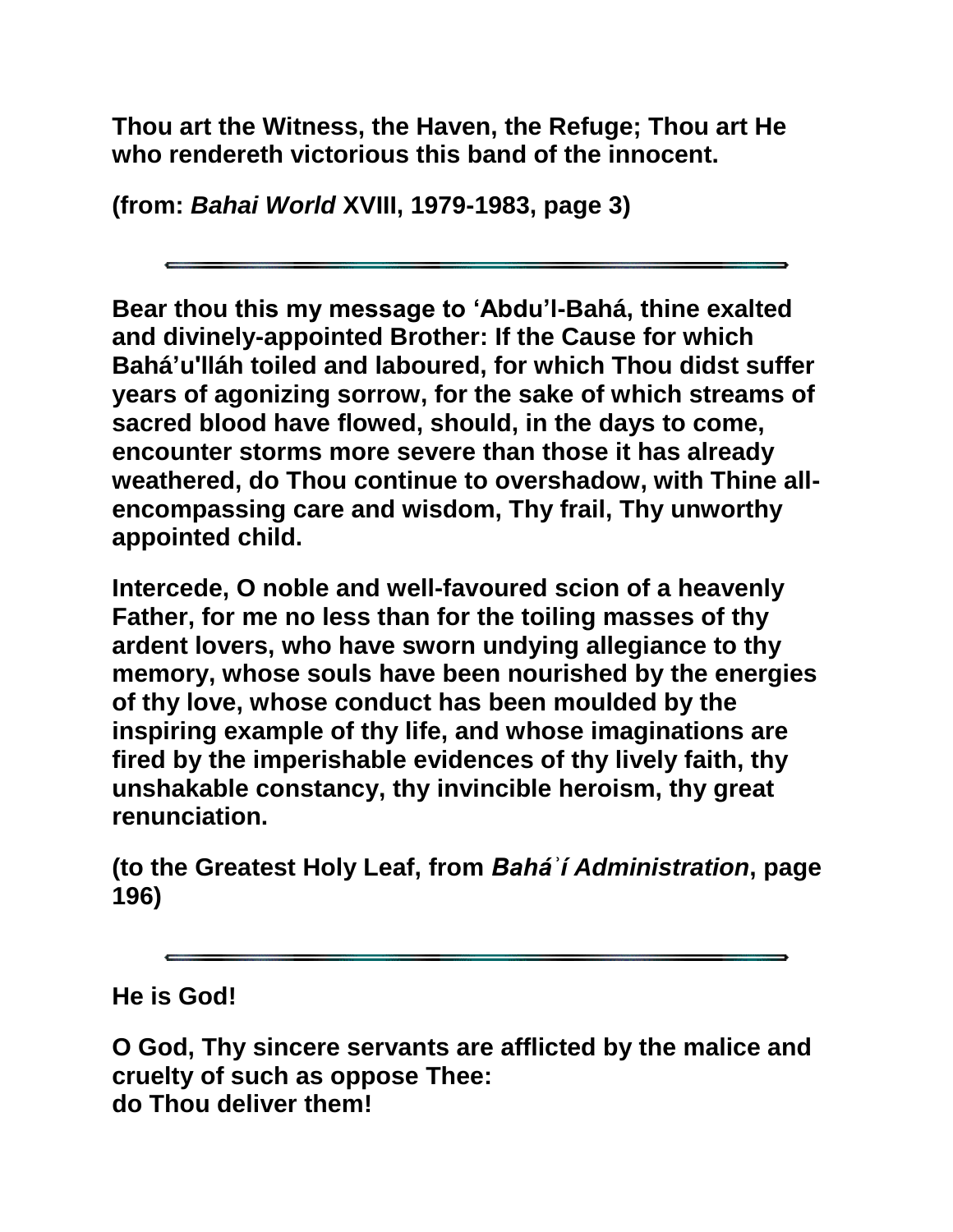**Thou art the Witness, the Haven, the Refuge; Thou art He who rendereth victorious this band of the innocent.**

**(from: *Bahai World* XVIII, 1979-1983, page 3)**

---

**Bear thou this my message to ‘Abdu’l-Bahá, thine exalted and divinely-appointed Brother: If the Cause for which Bahá’u'lláh toiled and laboured, for which Thou didst suffer years of agonizing sorrow, for the sake of which streams of sacred blood have flowed, should, in the days to come, encounter storms more severe than those it has already weathered, do Thou continue to overshadow, with Thine all-encompassing care and wisdom, Thy frail, Thy unworthy appointed child.**

**Intercede, O noble and well-favoured scion of a heavenly Father, for me no less than for the toiling masses of thy ardent lovers, who have sworn undying allegiance to thy memory, whose souls have been nourished by the energies of thy love, whose conduct has been moulded by the inspiring example of thy life, and whose imaginations are fired by the imperishable evidences of thy lively faith, thy unshakable constancy, thy invincible heroism, thy great renunciation.**

**(to the Greatest Holy Leaf, from *Baháʾí Administration*, page 196)**

---

**He is God!**

**O God, Thy sincere servants are afflicted by the malice and cruelty of such as oppose Thee:
do Thou deliver them!**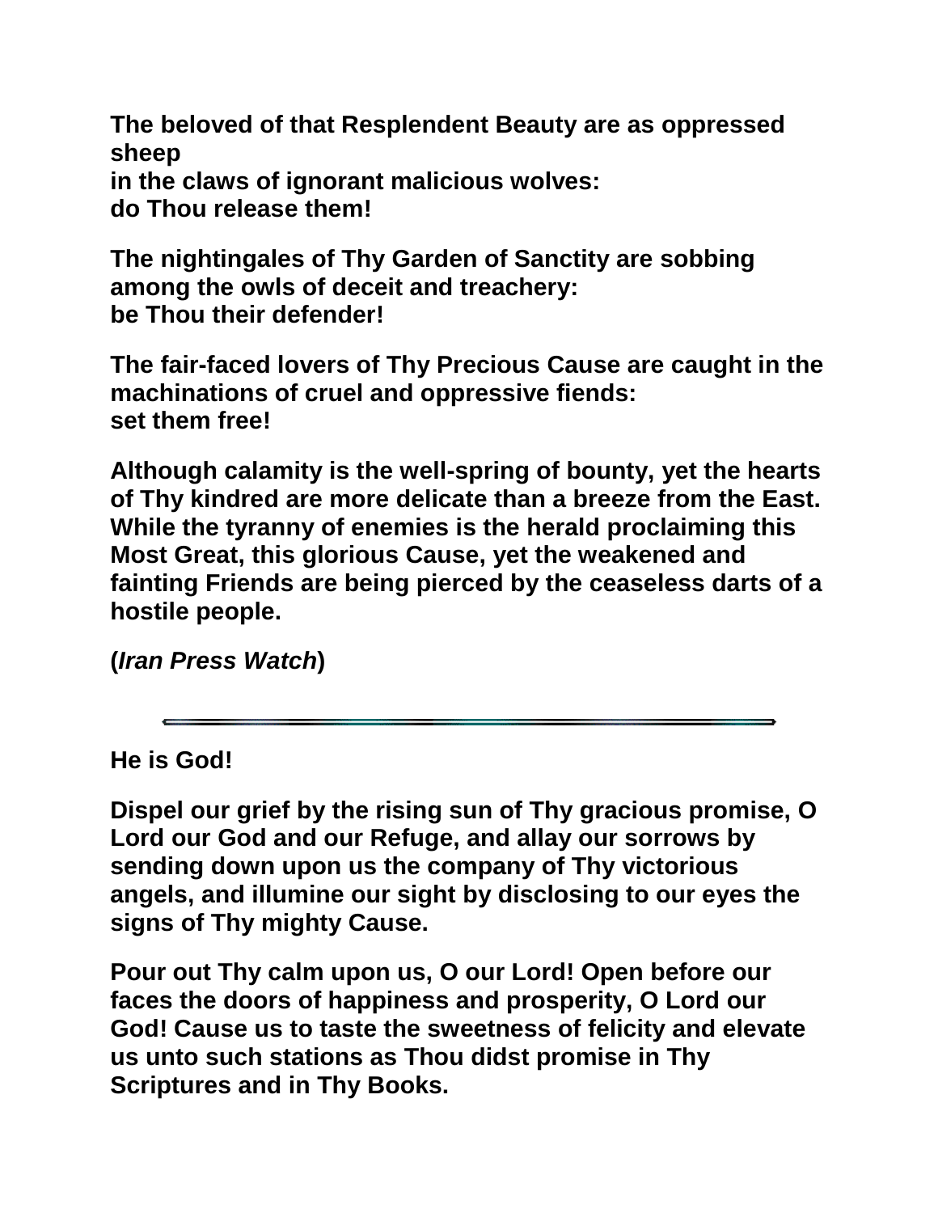**The beloved of that Resplendent Beauty are as oppressed sheep
in the claws of ignorant malicious wolves:
do Thou release them!**

**The nightingales of Thy Garden of Sanctity are sobbing
among the owls of deceit and treachery:
be Thou their defender!**

**The fair-faced lovers of Thy Precious Cause are caught in the machinations of cruel and oppressive fiends:
set them free!**

**Although calamity is the well-spring of bounty, yet the hearts of Thy kindred are more delicate than a breeze from the East. While the tyranny of enemies is the herald proclaiming this Most Great, this glorious Cause, yet the weakened and fainting Friends are being pierced by the ceaseless darts of a hostile people.**

**(*Iran Press Watch*)**

---

**He is God!**

**Dispel our grief by the rising sun of Thy gracious promise, O Lord our God and our Refuge, and allay our sorrows by sending down upon us the company of Thy victorious angels, and illumine our sight by disclosing to our eyes the signs of Thy mighty Cause.**

**Pour out Thy calm upon us, O our Lord! Open before our faces the doors of happiness and prosperity, O Lord our God! Cause us to taste the sweetness of felicity and elevate us unto such stations as Thou didst promise in Thy Scriptures and in Thy Books.**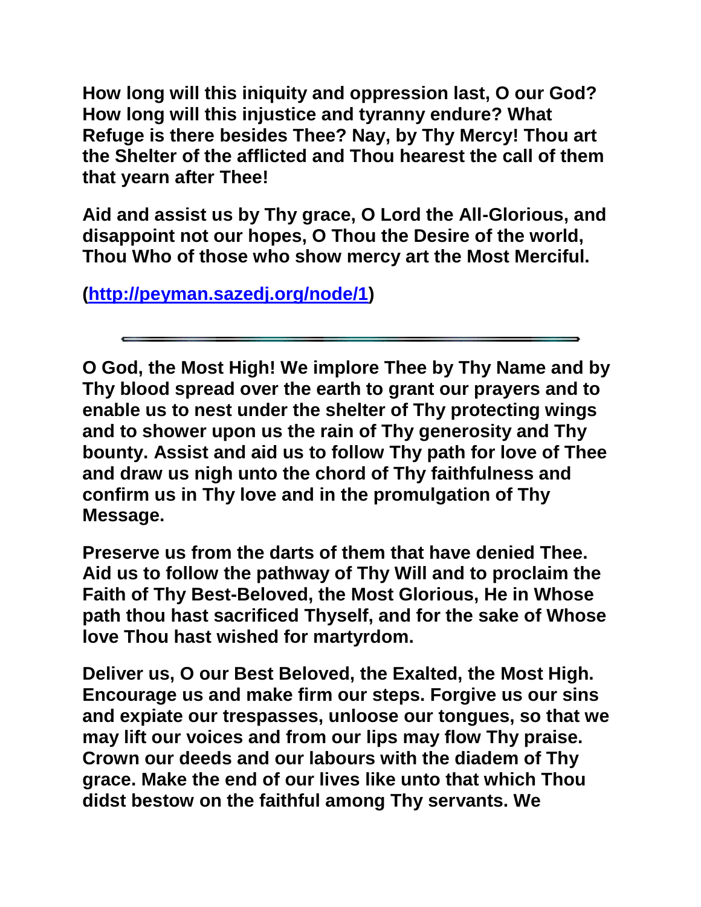**How long will this iniquity and oppression last, O our God? How long will this injustice and tyranny endure? What Refuge is there besides Thee? Nay, by Thy Mercy! Thou art the Shelter of the afflicted and Thou hearest the call of them that yearn after Thee!**

**Aid and assist us by Thy grace, O Lord the All-Glorious, and disappoint not our hopes, O Thou the Desire of the world, Thou Who of those who show mercy art the Most Merciful.**

**([http://peyman.sazedj.org/node/1](http://peyman.sazedj.org/node/1))**

---

**O God, the Most High! We implore Thee by Thy Name and by Thy blood spread over the earth to grant our prayers and to enable us to nest under the shelter of Thy protecting wings and to shower upon us the rain of Thy generosity and Thy bounty. Assist and aid us to follow Thy path for love of Thee and draw us nigh unto the chord of Thy faithfulness and confirm us in Thy love and in the promulgation of Thy Message.**

**Preserve us from the darts of them that have denied Thee. Aid us to follow the pathway of Thy Will and to proclaim the Faith of Thy Best-Beloved, the Most Glorious, He in Whose path thou hast sacrificed Thyself, and for the sake of Whose love Thou hast wished for martyrdom.**

**Deliver us, O our Best Beloved, the Exalted, the Most High. Encourage us and make firm our steps. Forgive us our sins and expiate our trespasses, unloose our tongues, so that we may lift our voices and from our lips may flow Thy praise. Crown our deeds and our labours with the diadem of Thy grace. Make the end of our lives like unto that which Thou didst bestow on the faithful among Thy servants. We**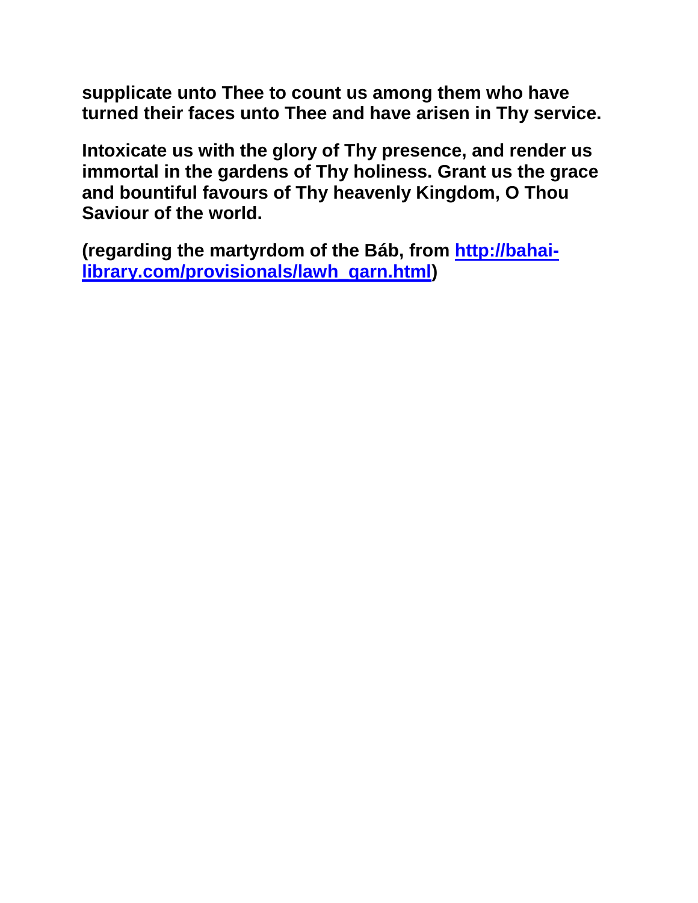**supplicate unto Thee to count us among them who have turned their faces unto Thee and have arisen in Thy service.**

**Intoxicate us with the glory of Thy presence, and render us immortal in the gardens of Thy holiness. Grant us the grace and bountiful favours of Thy heavenly Kingdom, O Thou Saviour of the world.**

**(regarding the martyrdom of the Báb, from [http://bahai-library.com/provisionals/lawh_qarn.html](http://bahai-library.com/provisionals/lawh_qarn.html))**